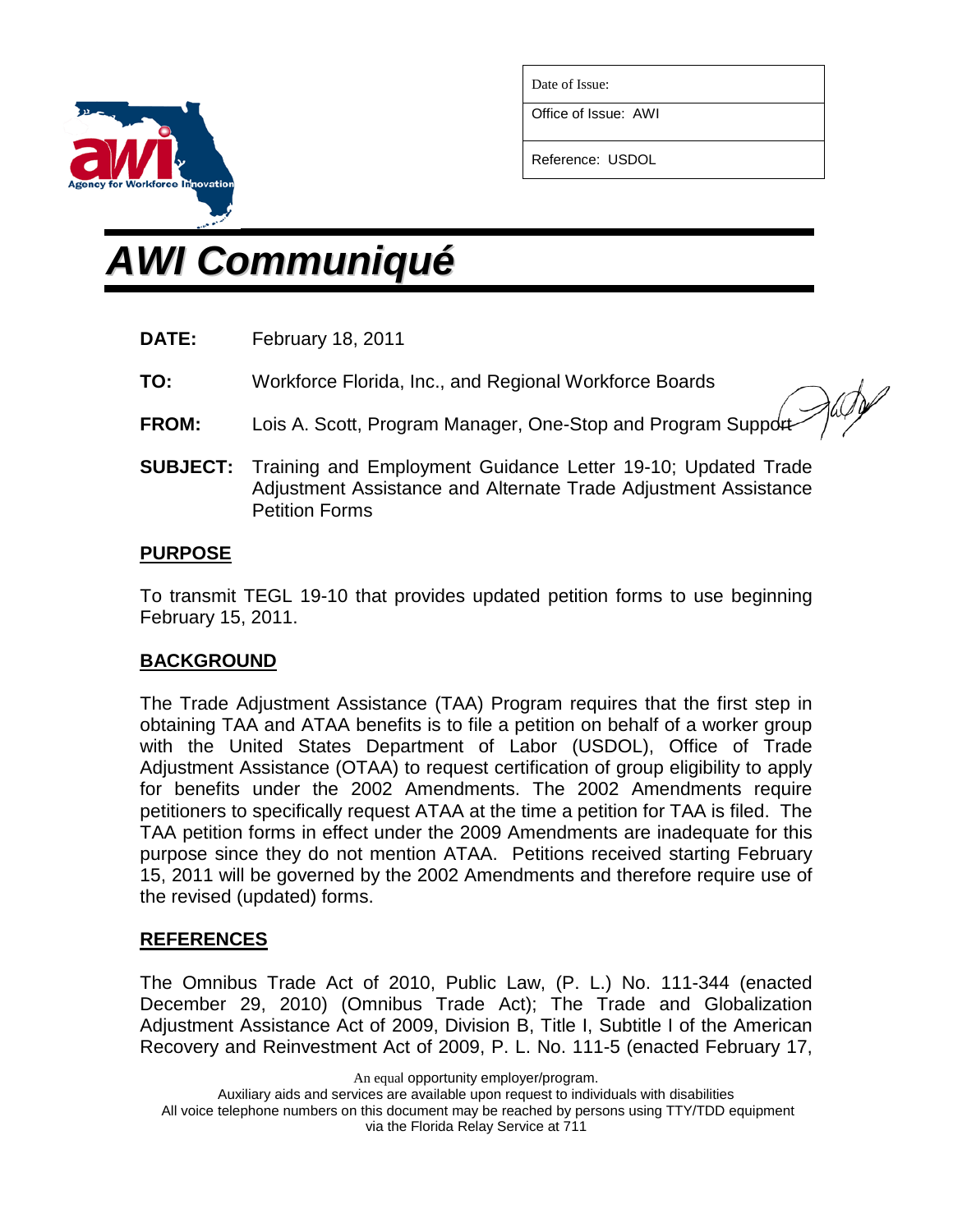| Date of Issue: |
| --- |
| Office of Issue: AWI |
| Reference: USDOL |

# *AWI Communiqué*

**DATE:** February 18, 2011

**TO:** Workforce Florida, Inc., and Regional Workforce Boards

**FROM:** Lois A. Scott, Program Manager, One-Stop and Program Support

**SUBJECT:** Training and Employment Guidance Letter 19-10; Updated Trade Adjustment Assistance and Alternate Trade Adjustment Assistance Petition Forms

## PURPOSE

To transmit TEGL 19-10 that provides updated petition forms to use beginning February 15, 2011.

## BACKGROUND

The Trade Adjustment Assistance (TAA) Program requires that the first step in obtaining TAA and ATAA benefits is to file a petition on behalf of a worker group with the United States Department of Labor (USDOL), Office of Trade Adjustment Assistance (OTAA) to request certification of group eligibility to apply for benefits under the 2002 Amendments. The 2002 Amendments require petitioners to specifically request ATAA at the time a petition for TAA is filed. The TAA petition forms in effect under the 2009 Amendments are inadequate for this purpose since they do not mention ATAA. Petitions received starting February 15, 2011 will be governed by the 2002 Amendments and therefore require use of the revised (updated) forms.

## REFERENCES

The Omnibus Trade Act of 2010, Public Law, (P. L.) No. 111-344 (enacted December 29, 2010) (Omnibus Trade Act); The Trade and Globalization Adjustment Assistance Act of 2009, Division B, Title I, Subtitle I of the American Recovery and Reinvestment Act of 2009, P. L. No. 111-5 (enacted February 17,

An equal opportunity employer/program.
Auxiliary aids and services are available upon request to individuals with disabilities
All voice telephone numbers on this document may be reached by persons using TTY/TDD equipment via the Florida Relay Service at 711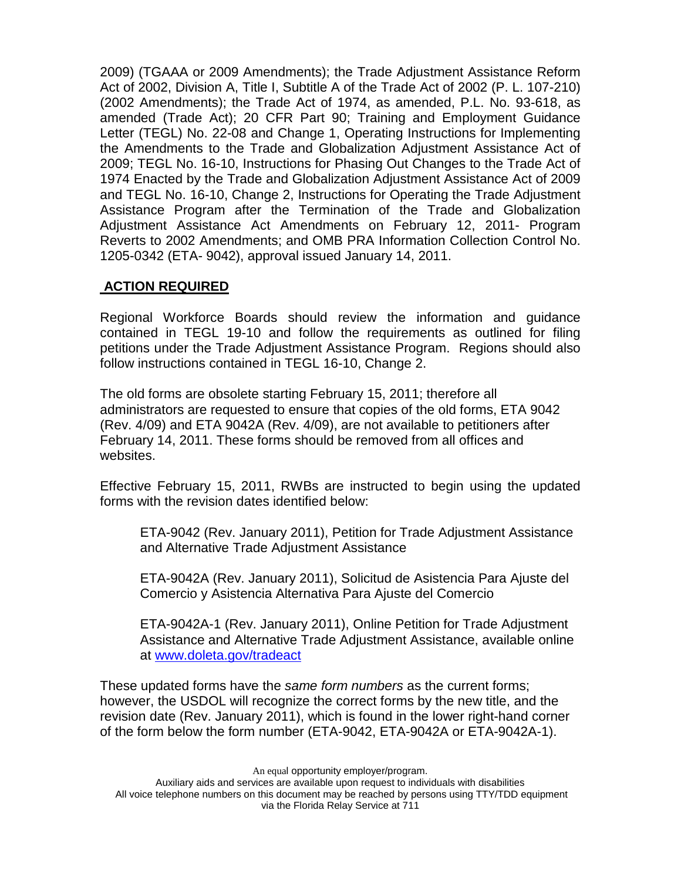2009) (TGAAA or 2009 Amendments); the Trade Adjustment Assistance Reform Act of 2002, Division A, Title I, Subtitle A of the Trade Act of 2002 (P. L. 107-210) (2002 Amendments); the Trade Act of 1974, as amended, P.L. No. 93-618, as amended (Trade Act); 20 CFR Part 90; Training and Employment Guidance Letter (TEGL) No. 22-08 and Change 1, Operating Instructions for Implementing the Amendments to the Trade and Globalization Adjustment Assistance Act of 2009; TEGL No. 16-10, Instructions for Phasing Out Changes to the Trade Act of 1974 Enacted by the Trade and Globalization Adjustment Assistance Act of 2009 and TEGL No. 16-10, Change 2, Instructions for Operating the Trade Adjustment Assistance Program after the Termination of the Trade and Globalization Adjustment Assistance Act Amendments on February 12, 2011- Program Reverts to 2002 Amendments; and OMB PRA Information Collection Control No. 1205-0342 (ETA- 9042), approval issued January 14, 2011.

## **ACTION REQUIRED**

Regional Workforce Boards should review the information and guidance contained in TEGL 19-10 and follow the requirements as outlined for filing petitions under the Trade Adjustment Assistance Program. Regions should also follow instructions contained in TEGL 16-10, Change 2.

The old forms are obsolete starting February 15, 2011; therefore all administrators are requested to ensure that copies of the old forms, ETA 9042 (Rev. 4/09) and ETA 9042A (Rev. 4/09), are not available to petitioners after February 14, 2011. These forms should be removed from all offices and websites.

Effective February 15, 2011, RWBs are instructed to begin using the updated forms with the revision dates identified below:

> ETA-9042 (Rev. January 2011), Petition for Trade Adjustment Assistance and Alternative Trade Adjustment Assistance
>
> ETA-9042A (Rev. January 2011), Solicitud de Asistencia Para Ajuste del Comercio y Asistencia Alternativa Para Ajuste del Comercio
>
> ETA-9042A-1 (Rev. January 2011), Online Petition for Trade Adjustment Assistance and Alternative Trade Adjustment Assistance, available online at [www.doleta.gov/tradeact](www.doleta.gov/tradeact)

These updated forms have the *same form numbers* as the current forms; however, the USDOL will recognize the correct forms by the new title, and the revision date (Rev. January 2011), which is found in the lower right-hand corner of the form below the form number (ETA-9042, ETA-9042A or ETA-9042A-1).

An equal opportunity employer/program.
Auxiliary aids and services are available upon request to individuals with disabilities
All voice telephone numbers on this document may be reached by persons using TTY/TDD equipment via the Florida Relay Service at 711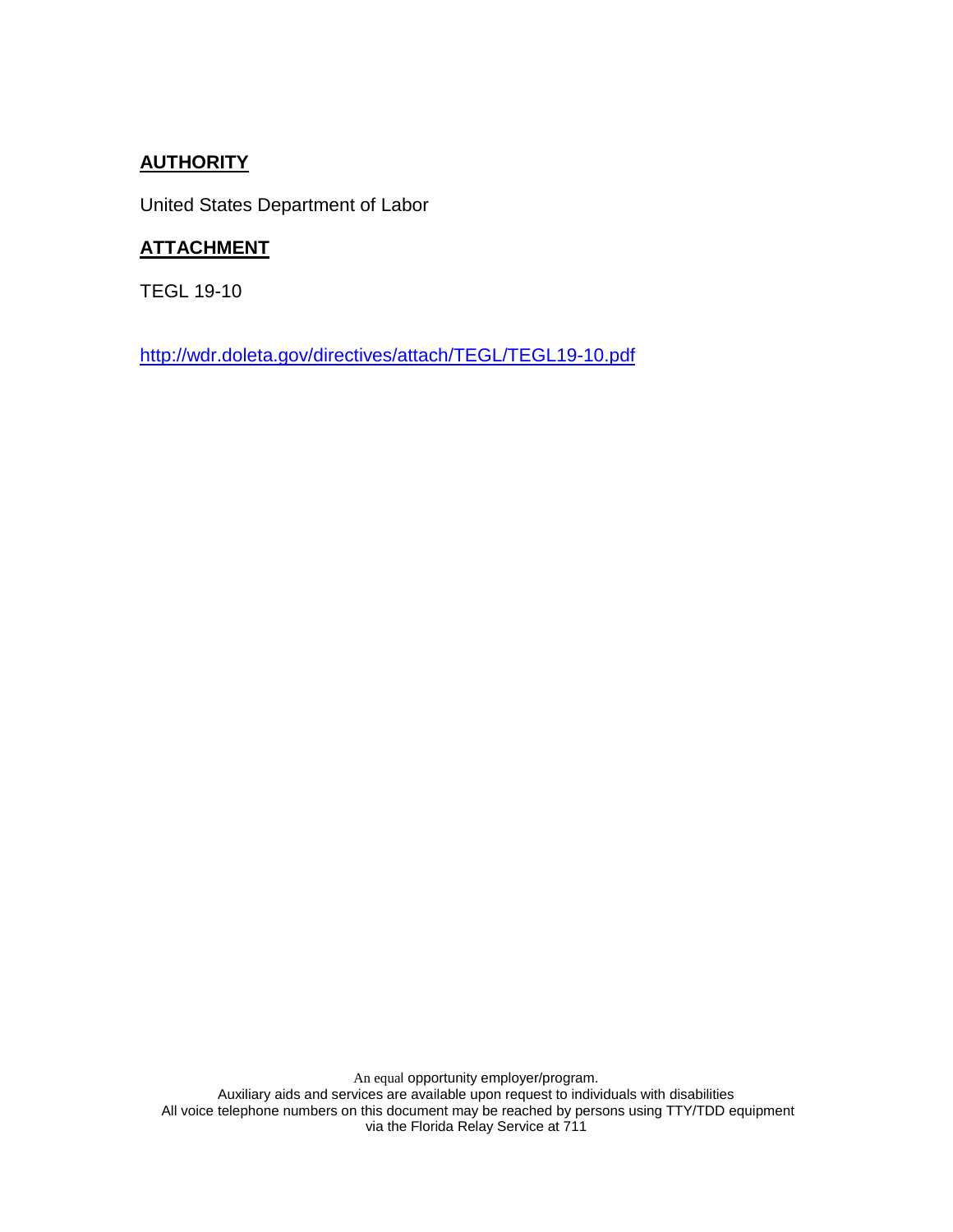**AUTHORITY**

United States Department of Labor

**ATTACHMENT**

TEGL 19-10

http://wdr.doleta.gov/directives/attach/TEGL/TEGL19-10.pdf

An equal opportunity employer/program.
Auxiliary aids and services are available upon request to individuals with disabilities
All voice telephone numbers on this document may be reached by persons using TTY/TDD equipment via the Florida Relay Service at 711